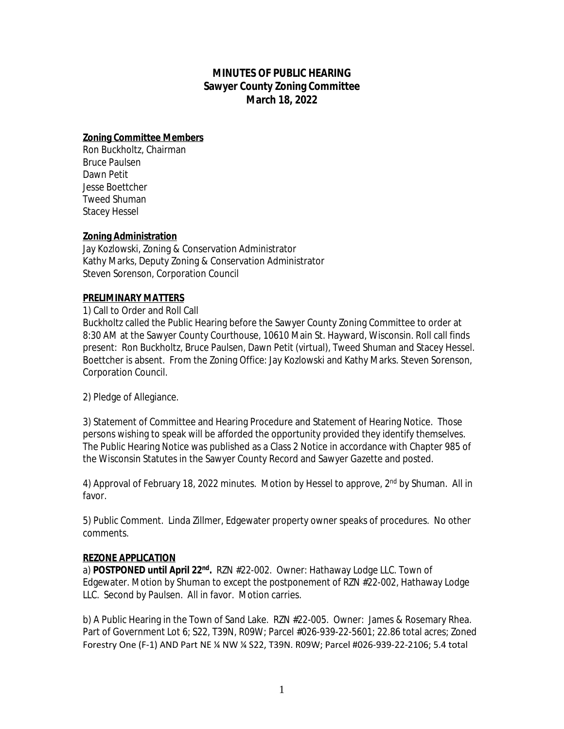# MINUTES OF PUBLIC HEARING
## Sawyer County Zoning Committee
## March 18, 2022

**Zoning Committee Members**

Ron Buckholtz, Chairman
Bruce Paulsen
Dawn Petit
Jesse Boettcher
Tweed Shuman
Stacey Hessel

**Zoning Administration**

Jay Kozlowski, Zoning & Conservation Administrator
Kathy Marks, Deputy Zoning & Conservation Administrator
Steven Sorenson, Corporation Council

**PRELIMINARY MATTERS**

1) Call to Order and Roll Call
Buckholtz called the Public Hearing before the Sawyer County Zoning Committee to order at 8:30 AM at the Sawyer County Courthouse, 10610 Main St. Hayward, Wisconsin. Roll call finds present: Ron Buckholtz, Bruce Paulsen, Dawn Petit (virtual), Tweed Shuman and Stacey Hessel. Boettcher is absent. From the Zoning Office: Jay Kozlowski and Kathy Marks. Steven Sorenson, Corporation Council.

2) Pledge of Allegiance.

3) Statement of Committee and Hearing Procedure and Statement of Hearing Notice. Those persons wishing to speak will be afforded the opportunity provided they identify themselves. The Public Hearing Notice was published as a Class 2 Notice in accordance with Chapter 985 of the Wisconsin Statutes in the Sawyer County Record and Sawyer Gazette and posted.

4) Approval of February 18, 2022 minutes. Motion by Hessel to approve, 2nd by Shuman. All in favor.

5) Public Comment. Linda Zillmer, Edgewater property owner speaks of procedures. No other comments.

**REZONE APPLICATION**

a) **POSTPONED until April 22nd.** RZN #22-002. Owner: Hathaway Lodge LLC. Town of Edgewater. Motion by Shuman to except the postponement of RZN #22-002, Hathaway Lodge LLC. Second by Paulsen. All in favor. Motion carries.

b) A Public Hearing in the Town of Sand Lake. RZN #22-005. Owner: James & Rosemary Rhea. Part of Government Lot 6; S22, T39N, R09W; Parcel #026-939-22-5601; 22.86 total acres; Zoned Forestry One (F-1) AND Part NE ¼ NW ¼ S22, T39N. R09W; Parcel #026-939-22-2106; 5.4 total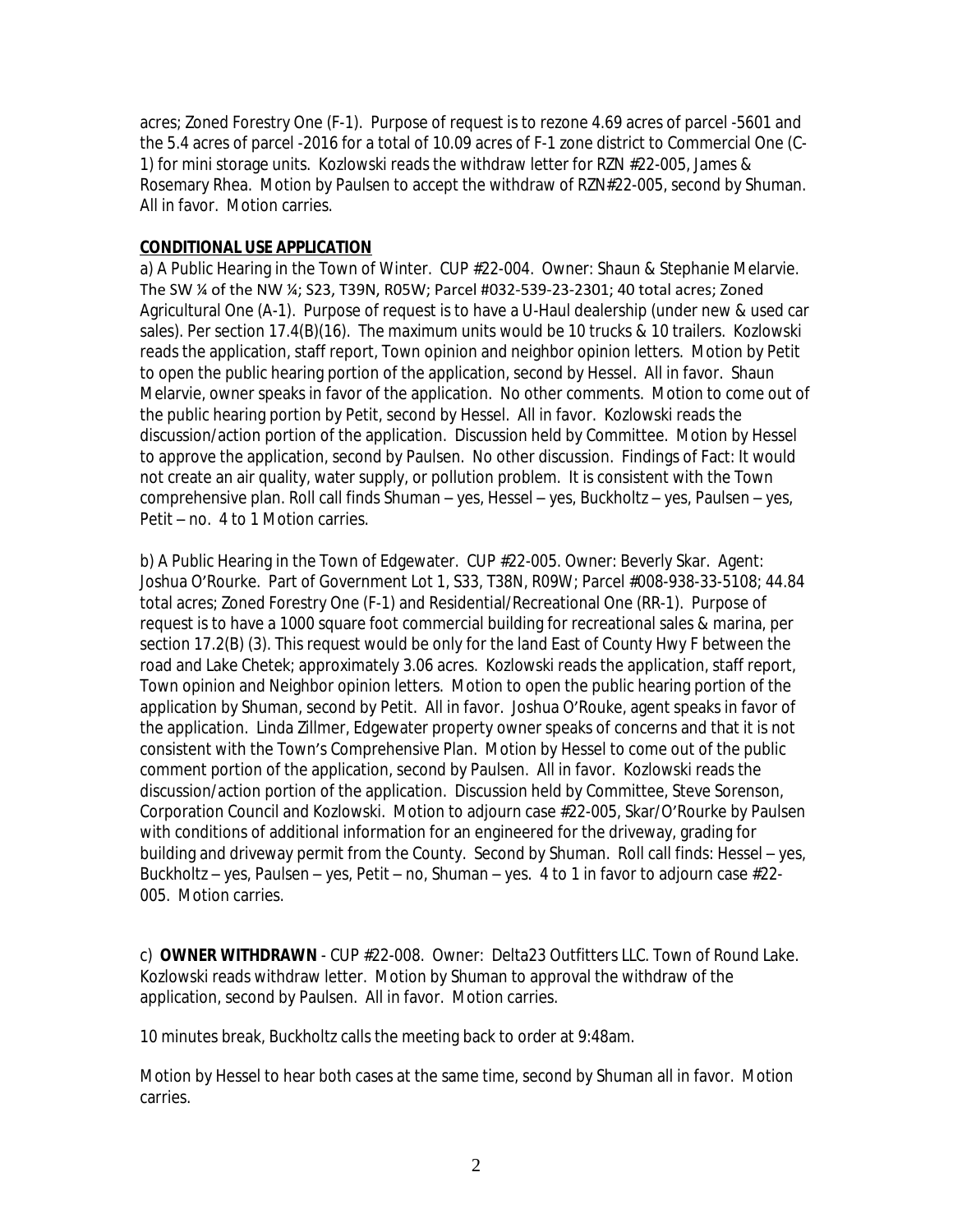acres; Zoned Forestry One (F-1). Purpose of request is to rezone 4.69 acres of parcel -5601 and the 5.4 acres of parcel -2016 for a total of 10.09 acres of F-1 zone district to Commercial One (C-1) for mini storage units. Kozlowski reads the withdraw letter for RZN #22-005, James & Rosemary Rhea. Motion by Paulsen to accept the withdraw of RZN#22-005, second by Shuman. All in favor. Motion carries.

**CONDITIONAL USE APPLICATION**

a) A Public Hearing in the Town of Winter. CUP #22-004. Owner: Shaun & Stephanie Melarvie. The SW ¼ of the NW ¼; S23, T39N, R05W; Parcel #032-539-23-2301; 40 total acres; Zoned Agricultural One (A-1). Purpose of request is to have a U-Haul dealership (under new & used car sales). Per section 17.4(B)(16). The maximum units would be 10 trucks & 10 trailers. Kozlowski reads the application, staff report, Town opinion and neighbor opinion letters. Motion by Petit to open the public hearing portion of the application, second by Hessel. All in favor. Shaun Melarvie, owner speaks in favor of the application. No other comments. Motion to come out of the public hearing portion by Petit, second by Hessel. All in favor. Kozlowski reads the discussion/action portion of the application. Discussion held by Committee. Motion by Hessel to approve the application, second by Paulsen. No other discussion. Findings of Fact: It would not create an air quality, water supply, or pollution problem. It is consistent with the Town comprehensive plan. Roll call finds Shuman – yes, Hessel – yes, Buckholtz – yes, Paulsen – yes, Petit – no. 4 to 1 Motion carries.

b) A Public Hearing in the Town of Edgewater. CUP #22-005. Owner: Beverly Skar. Agent: Joshua O'Rourke. Part of Government Lot 1, S33, T38N, R09W; Parcel #008-938-33-5108; 44.84 total acres; Zoned Forestry One (F-1) and Residential/Recreational One (RR-1). Purpose of request is to have a 1000 square foot commercial building for recreational sales & marina, per section 17.2(B) (3). This request would be only for the land East of County Hwy F between the road and Lake Chetek; approximately 3.06 acres. Kozlowski reads the application, staff report, Town opinion and Neighbor opinion letters. Motion to open the public hearing portion of the application by Shuman, second by Petit. All in favor. Joshua O'Rouke, agent speaks in favor of the application. Linda Zillmer, Edgewater property owner speaks of concerns and that it is not consistent with the Town's Comprehensive Plan. Motion by Hessel to come out of the public comment portion of the application, second by Paulsen. All in favor. Kozlowski reads the discussion/action portion of the application. Discussion held by Committee, Steve Sorenson, Corporation Council and Kozlowski. Motion to adjourn case #22-005, Skar/O'Rourke by Paulsen with conditions of additional information for an engineered for the driveway, grading for building and driveway permit from the County. Second by Shuman. Roll call finds: Hessel – yes, Buckholtz – yes, Paulsen – yes, Petit – no, Shuman – yes. 4 to 1 in favor to adjourn case #22-005. Motion carries.

c) **OWNER WITHDRAWN** - CUP #22-008. Owner: Delta23 Outfitters LLC. Town of Round Lake. Kozlowski reads withdraw letter. Motion by Shuman to approval the withdraw of the application, second by Paulsen. All in favor. Motion carries.

10 minutes break, Buckholtz calls the meeting back to order at 9:48am.

Motion by Hessel to hear both cases at the same time, second by Shuman all in favor. Motion carries.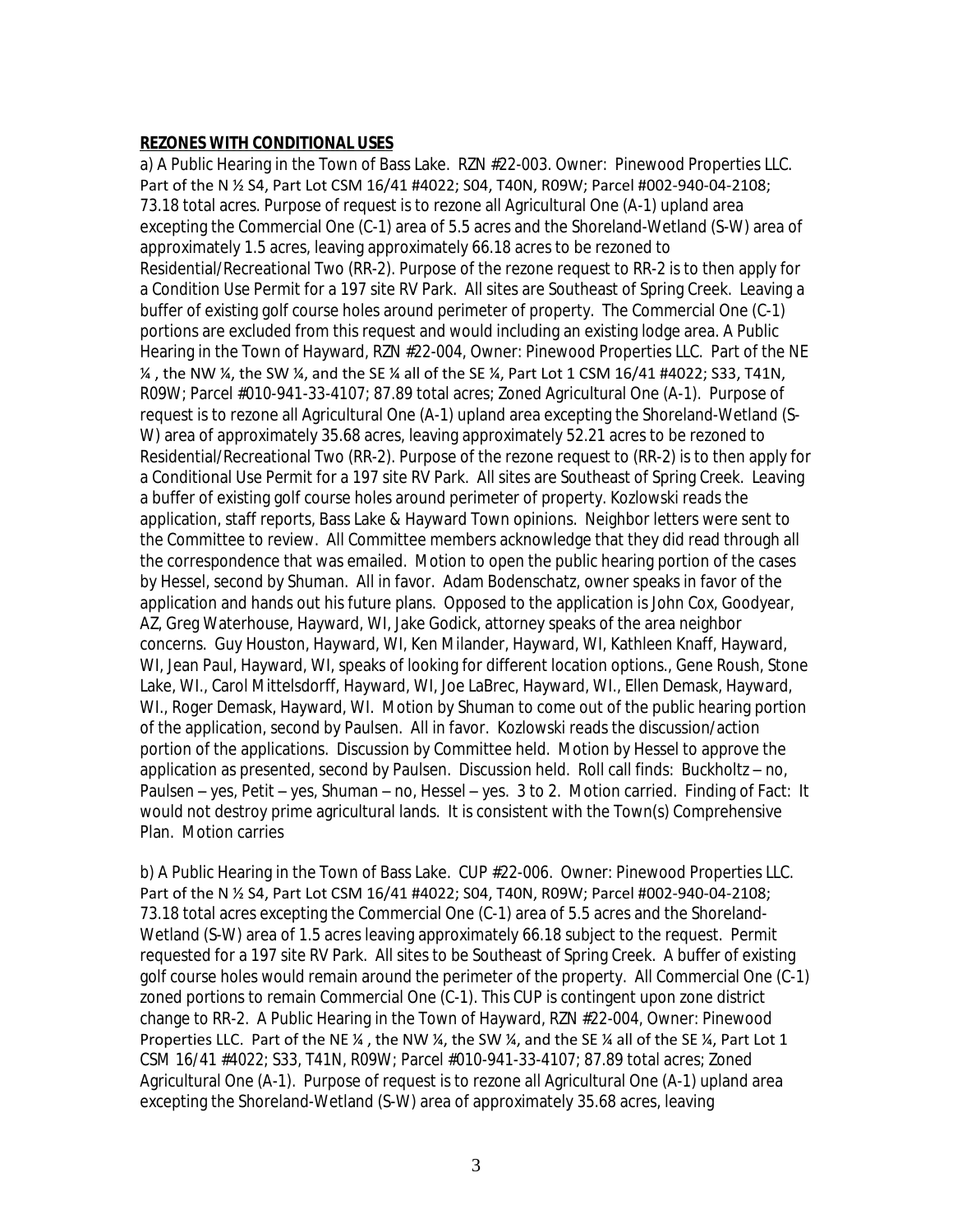**REZONES WITH CONDITIONAL USES**

a) A Public Hearing in the Town of Bass Lake. RZN #22-003. Owner: Pinewood Properties LLC. Part of the N ½ S4, Part Lot CSM 16/41 #4022; S04, T40N, R09W; Parcel #002-940-04-2108; 73.18 total acres. Purpose of request is to rezone all Agricultural One (A-1) upland area excepting the Commercial One (C-1) area of 5.5 acres and the Shoreland-Wetland (S-W) area of approximately 1.5 acres, leaving approximately 66.18 acres to be rezoned to Residential/Recreational Two (RR-2). Purpose of the rezone request to RR-2 is to then apply for a Condition Use Permit for a 197 site RV Park. All sites are Southeast of Spring Creek. Leaving a buffer of existing golf course holes around perimeter of property. The Commercial One (C-1) portions are excluded from this request and would including an existing lodge area. A Public Hearing in the Town of Hayward, RZN #22-004, Owner: Pinewood Properties LLC. Part of the NE ¼ , the NW ¼, the SW ¼, and the SE ¼ all of the SE ¼, Part Lot 1 CSM 16/41 #4022; S33, T41N, R09W; Parcel #010-941-33-4107; 87.89 total acres; Zoned Agricultural One (A-1). Purpose of request is to rezone all Agricultural One (A-1) upland area excepting the Shoreland-Wetland (S-W) area of approximately 35.68 acres, leaving approximately 52.21 acres to be rezoned to Residential/Recreational Two (RR-2). Purpose of the rezone request to (RR-2) is to then apply for a Conditional Use Permit for a 197 site RV Park. All sites are Southeast of Spring Creek. Leaving a buffer of existing golf course holes around perimeter of property. Kozlowski reads the application, staff reports, Bass Lake & Hayward Town opinions. Neighbor letters were sent to the Committee to review. All Committee members acknowledge that they did read through all the correspondence that was emailed. Motion to open the public hearing portion of the cases by Hessel, second by Shuman. All in favor. Adam Bodenschatz, owner speaks in favor of the application and hands out his future plans. Opposed to the application is John Cox, Goodyear, AZ, Greg Waterhouse, Hayward, WI, Jake Godick, attorney speaks of the area neighbor concerns. Guy Houston, Hayward, WI, Ken Milander, Hayward, WI, Kathleen Knaff, Hayward, WI, Jean Paul, Hayward, WI, speaks of looking for different location options., Gene Roush, Stone Lake, WI., Carol Mittelsdorff, Hayward, WI, Joe LaBrec, Hayward, WI., Ellen Demask, Hayward, WI., Roger Demask, Hayward, WI. Motion by Shuman to come out of the public hearing portion of the application, second by Paulsen. All in favor. Kozlowski reads the discussion/action portion of the applications. Discussion by Committee held. Motion by Hessel to approve the application as presented, second by Paulsen. Discussion held. Roll call finds: Buckholtz – no, Paulsen – yes, Petit – yes, Shuman – no, Hessel – yes. 3 to 2. Motion carried. Finding of Fact: It would not destroy prime agricultural lands. It is consistent with the Town(s) Comprehensive Plan. Motion carries

b) A Public Hearing in the Town of Bass Lake. CUP #22-006. Owner: Pinewood Properties LLC. Part of the N ½ S4, Part Lot CSM 16/41 #4022; S04, T40N, R09W; Parcel #002-940-04-2108; 73.18 total acres excepting the Commercial One (C-1) area of 5.5 acres and the Shoreland-Wetland (S-W) area of 1.5 acres leaving approximately 66.18 subject to the request. Permit requested for a 197 site RV Park. All sites to be Southeast of Spring Creek. A buffer of existing golf course holes would remain around the perimeter of the property. All Commercial One (C-1) zoned portions to remain Commercial One (C-1). This CUP is contingent upon zone district change to RR-2. A Public Hearing in the Town of Hayward, RZN #22-004, Owner: Pinewood Properties LLC. Part of the NE ¼ , the NW ¼, the SW ¼, and the SE ¼ all of the SE ¼, Part Lot 1 CSM 16/41 #4022; S33, T41N, R09W; Parcel #010-941-33-4107; 87.89 total acres; Zoned Agricultural One (A-1). Purpose of request is to rezone all Agricultural One (A-1) upland area excepting the Shoreland-Wetland (S-W) area of approximately 35.68 acres, leaving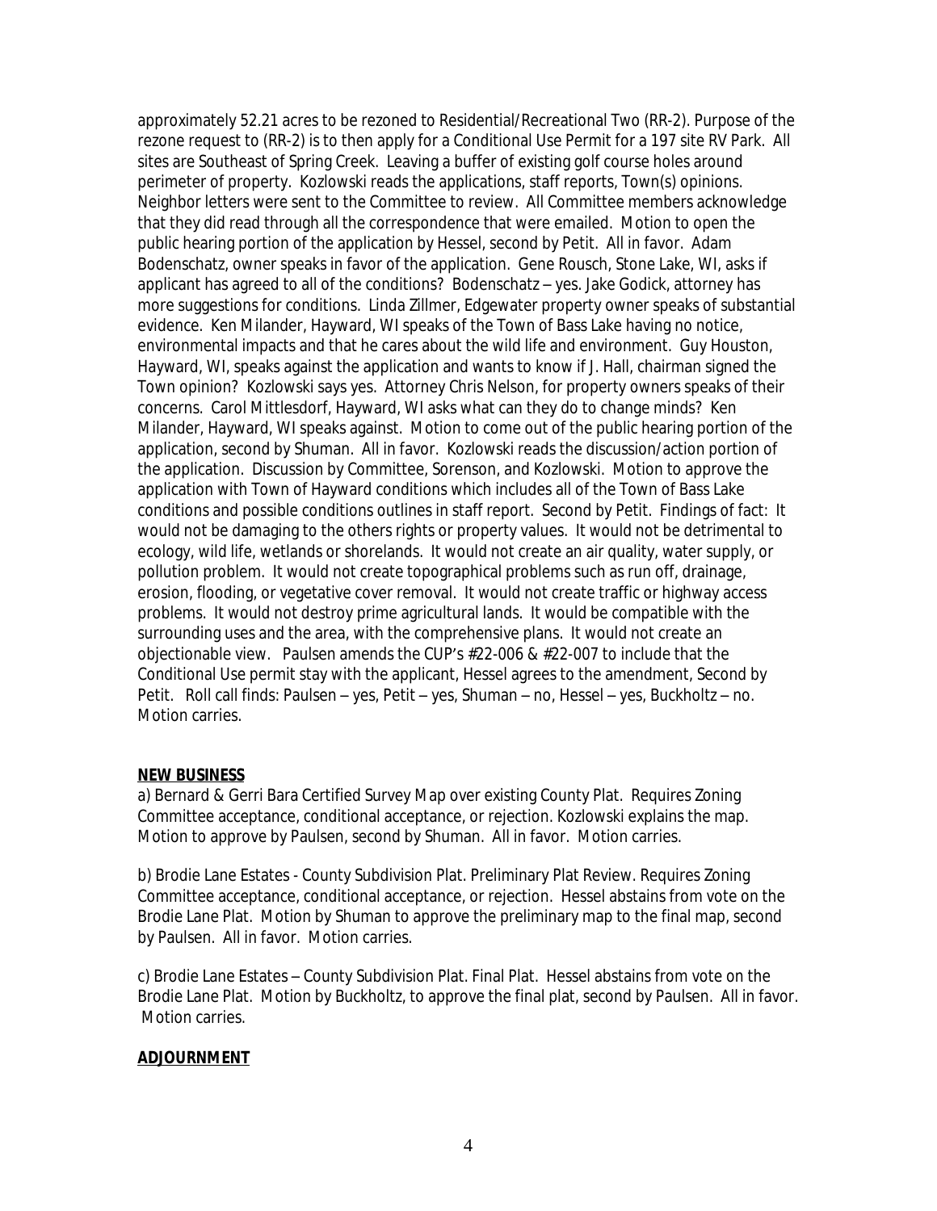approximately 52.21 acres to be rezoned to Residential/Recreational Two (RR-2). Purpose of the rezone request to (RR-2) is to then apply for a Conditional Use Permit for a 197 site RV Park. All sites are Southeast of Spring Creek. Leaving a buffer of existing golf course holes around perimeter of property. Kozlowski reads the applications, staff reports, Town(s) opinions. Neighbor letters were sent to the Committee to review. All Committee members acknowledge that they did read through all the correspondence that were emailed. Motion to open the public hearing portion of the application by Hessel, second by Petit. All in favor. Adam Bodenschatz, owner speaks in favor of the application. Gene Rousch, Stone Lake, WI, asks if applicant has agreed to all of the conditions? Bodenschatz – yes. Jake Godick, attorney has more suggestions for conditions. Linda Zillmer, Edgewater property owner speaks of substantial evidence. Ken Milander, Hayward, WI speaks of the Town of Bass Lake having no notice, environmental impacts and that he cares about the wild life and environment. Guy Houston, Hayward, WI, speaks against the application and wants to know if J. Hall, chairman signed the Town opinion? Kozlowski says yes. Attorney Chris Nelson, for property owners speaks of their concerns. Carol Mittlesdorf, Hayward, WI asks what can they do to change minds? Ken Milander, Hayward, WI speaks against. Motion to come out of the public hearing portion of the application, second by Shuman. All in favor. Kozlowski reads the discussion/action portion of the application. Discussion by Committee, Sorenson, and Kozlowski. Motion to approve the application with Town of Hayward conditions which includes all of the Town of Bass Lake conditions and possible conditions outlines in staff report. Second by Petit. Findings of fact: It would not be damaging to the others rights or property values. It would not be detrimental to ecology, wild life, wetlands or shorelands. It would not create an air quality, water supply, or pollution problem. It would not create topographical problems such as run off, drainage, erosion, flooding, or vegetative cover removal. It would not create traffic or highway access problems. It would not destroy prime agricultural lands. It would be compatible with the surrounding uses and the area, with the comprehensive plans. It would not create an objectionable view. Paulsen amends the CUP's #22-006 & #22-007 to include that the Conditional Use permit stay with the applicant, Hessel agrees to the amendment, Second by Petit. Roll call finds: Paulsen – yes, Petit – yes, Shuman – no, Hessel – yes, Buckholtz – no. Motion carries.

## NEW BUSINESS

a) Bernard & Gerri Bara Certified Survey Map over existing County Plat. Requires Zoning Committee acceptance, conditional acceptance, or rejection. Kozlowski explains the map. Motion to approve by Paulsen, second by Shuman. All in favor. Motion carries.

b) Brodie Lane Estates - County Subdivision Plat. Preliminary Plat Review. Requires Zoning Committee acceptance, conditional acceptance, or rejection. Hessel abstains from vote on the Brodie Lane Plat. Motion by Shuman to approve the preliminary map to the final map, second by Paulsen. All in favor. Motion carries.

c) Brodie Lane Estates – County Subdivision Plat. Final Plat. Hessel abstains from vote on the Brodie Lane Plat. Motion by Buckholtz, to approve the final plat, second by Paulsen. All in favor. Motion carries.

## ADJOURNMENT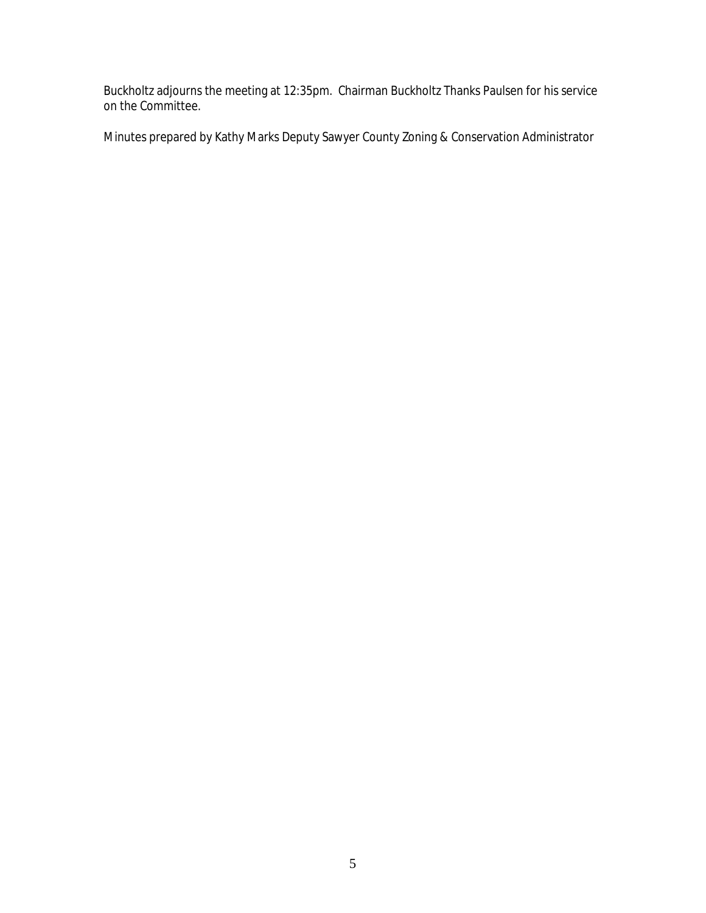Buckholtz adjourns the meeting at 12:35pm. Chairman Buckholtz Thanks Paulsen for his service on the Committee.

Minutes prepared by Kathy Marks Deputy Sawyer County Zoning & Conservation Administrator